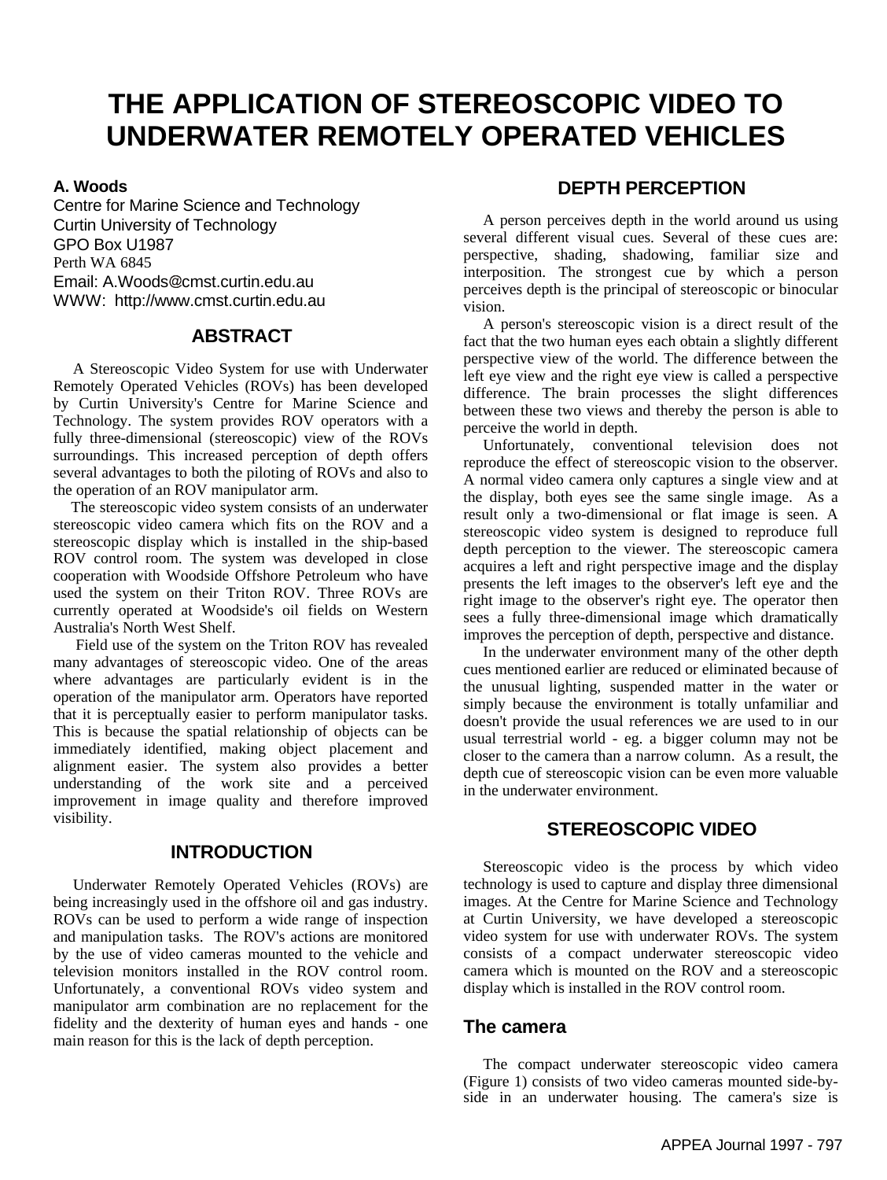# THE APPLICATION OF STEREOSCOPIC VIDEO TO UNDERWATER REMOTELY OPERATED VEHICLES

**A. Woods**
Centre for Marine Science and Technology
Curtin University of Technology
GPO Box U1987
Perth WA 6845
Email: A.Woods@cmst.curtin.edu.au
WWW: http://www.cmst.curtin.edu.au

## ABSTRACT

A Stereoscopic Video System for use with Underwater Remotely Operated Vehicles (ROVs) has been developed by Curtin University's Centre for Marine Science and Technology. The system provides ROV operators with a fully three-dimensional (stereoscopic) view of the ROVs surroundings. This increased perception of depth offers several advantages to both the piloting of ROVs and also to the operation of an ROV manipulator arm.

The stereoscopic video system consists of an underwater stereoscopic video camera which fits on the ROV and a stereoscopic display which is installed in the ship-based ROV control room. The system was developed in close cooperation with Woodside Offshore Petroleum who have used the system on their Triton ROV. Three ROVs are currently operated at Woodside's oil fields on Western Australia's North West Shelf.

Field use of the system on the Triton ROV has revealed many advantages of stereoscopic video. One of the areas where advantages are particularly evident is in the operation of the manipulator arm. Operators have reported that it is perceptually easier to perform manipulator tasks. This is because the spatial relationship of objects can be immediately identified, making object placement and alignment easier. The system also provides a better understanding of the work site and a perceived improvement in image quality and therefore improved visibility.

## INTRODUCTION

Underwater Remotely Operated Vehicles (ROVs) are being increasingly used in the offshore oil and gas industry. ROVs can be used to perform a wide range of inspection and manipulation tasks. The ROV's actions are monitored by the use of video cameras mounted to the vehicle and television monitors installed in the ROV control room. Unfortunately, a conventional ROVs video system and manipulator arm combination are no replacement for the fidelity and the dexterity of human eyes and hands - one main reason for this is the lack of depth perception.

## DEPTH PERCEPTION

A person perceives depth in the world around us using several different visual cues. Several of these cues are: perspective, shading, shadowing, familiar size and interposition. The strongest cue by which a person perceives depth is the principal of stereoscopic or binocular vision.

A person's stereoscopic vision is a direct result of the fact that the two human eyes each obtain a slightly different perspective view of the world. The difference between the left eye view and the right eye view is called a perspective difference. The brain processes the slight differences between these two views and thereby the person is able to perceive the world in depth.

Unfortunately, conventional television does not reproduce the effect of stereoscopic vision to the observer. A normal video camera only captures a single view and at the display, both eyes see the same single image. As a result only a two-dimensional or flat image is seen. A stereoscopic video system is designed to reproduce full depth perception to the viewer. The stereoscopic camera acquires a left and right perspective image and the display presents the left images to the observer's left eye and the right image to the observer's right eye. The operator then sees a fully three-dimensional image which dramatically improves the perception of depth, perspective and distance.

In the underwater environment many of the other depth cues mentioned earlier are reduced or eliminated because of the unusual lighting, suspended matter in the water or simply because the environment is totally unfamiliar and doesn't provide the usual references we are used to in our usual terrestrial world - eg. a bigger column may not be closer to the camera than a narrow column. As a result, the depth cue of stereoscopic vision can be even more valuable in the underwater environment.

## STEREOSCOPIC VIDEO

Stereoscopic video is the process by which video technology is used to capture and display three dimensional images. At the Centre for Marine Science and Technology at Curtin University, we have developed a stereoscopic video system for use with underwater ROVs. The system consists of a compact underwater stereoscopic video camera which is mounted on the ROV and a stereoscopic display which is installed in the ROV control room.

### The camera

The compact underwater stereoscopic video camera (Figure 1) consists of two video cameras mounted side-by-side in an underwater housing. The camera's size is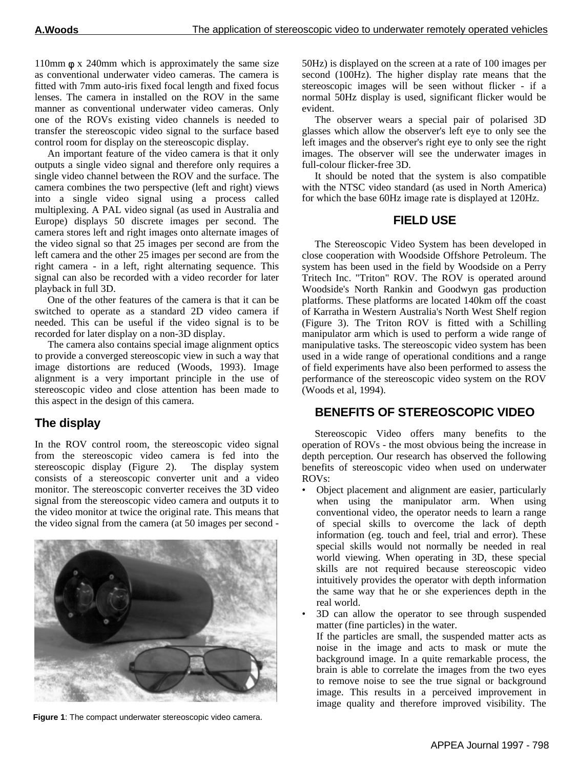110mm φ x 240mm which is approximately the same size as conventional underwater video cameras. The camera is fitted with 7mm auto-iris fixed focal length and fixed focus lenses. The camera in installed on the ROV in the same manner as conventional underwater video cameras. Only one of the ROVs existing video channels is needed to transfer the stereoscopic video signal to the surface based control room for display on the stereoscopic display.

An important feature of the video camera is that it only outputs a single video signal and therefore only requires a single video channel between the ROV and the surface. The camera combines the two perspective (left and right) views into a single video signal using a process called multiplexing. A PAL video signal (as used in Australia and Europe) displays 50 discrete images per second. The camera stores left and right images onto alternate images of the video signal so that 25 images per second are from the left camera and the other 25 images per second are from the right camera - in a left, right alternating sequence. This signal can also be recorded with a video recorder for later playback in full 3D.

One of the other features of the camera is that it can be switched to operate as a standard 2D video camera if needed. This can be useful if the video signal is to be recorded for later display on a non-3D display.

The camera also contains special image alignment optics to provide a converged stereoscopic view in such a way that image distortions are reduced (Woods, 1993). Image alignment is a very important principle in the use of stereoscopic video and close attention has been made to this aspect in the design of this camera.

## The display

In the ROV control room, the stereoscopic video signal from the stereoscopic video camera is fed into the stereoscopic display (Figure 2). The display system consists of a stereoscopic converter unit and a video monitor. The stereoscopic converter receives the 3D video signal from the stereoscopic video camera and outputs it to the video monitor at twice the original rate. This means that the video signal from the camera (at 50 images per second - 50Hz) is displayed on the screen at a rate of 100 images per second (100Hz). The higher display rate means that the stereoscopic images will be seen without flicker - if a normal 50Hz display is used, significant flicker would be evident.

**Figure 1**: The compact underwater stereoscopic video camera.

The observer wears a special pair of polarised 3D glasses which allow the observer's left eye to only see the left images and the observer's right eye to only see the right images. The observer will see the underwater images in full-colour flicker-free 3D.

It should be noted that the system is also compatible with the NTSC video standard (as used in North America) for which the base 60Hz image rate is displayed at 120Hz.

## FIELD USE

The Stereoscopic Video System has been developed in close cooperation with Woodside Offshore Petroleum. The system has been used in the field by Woodside on a Perry Tritech Inc. "Triton" ROV. The ROV is operated around Woodside's North Rankin and Goodwyn gas production platforms. These platforms are located 140km off the coast of Karratha in Western Australia's North West Shelf region (Figure 3). The Triton ROV is fitted with a Schilling manipulator arm which is used to perform a wide range of manipulative tasks. The stereoscopic video system has been used in a wide range of operational conditions and a range of field experiments have also been performed to assess the performance of the stereoscopic video system on the ROV (Woods et al, 1994).

## BENEFITS OF STEREOSCOPIC VIDEO

Stereoscopic Video offers many benefits to the operation of ROVs - the most obvious being the increase in depth perception. Our research has observed the following benefits of stereoscopic video when used on underwater ROVs:

- Object placement and alignment are easier, particularly when using the manipulator arm. When using conventional video, the operator needs to learn a range of special skills to overcome the lack of depth information (eg. touch and feel, trial and error). These special skills would not normally be needed in real world viewing. When operating in 3D, these special skills are not required because stereoscopic video intuitively provides the operator with depth information the same way that he or she experiences depth in the real world.
- 3D can allow the operator to see through suspended matter (fine particles) in the water.
  If the particles are small, the suspended matter acts as noise in the image and acts to mask or mute the background image. In a quite remarkable process, the brain is able to correlate the images from the two eyes to remove noise to see the true signal or background image. This results in a perceived improvement in image quality and therefore improved visibility. The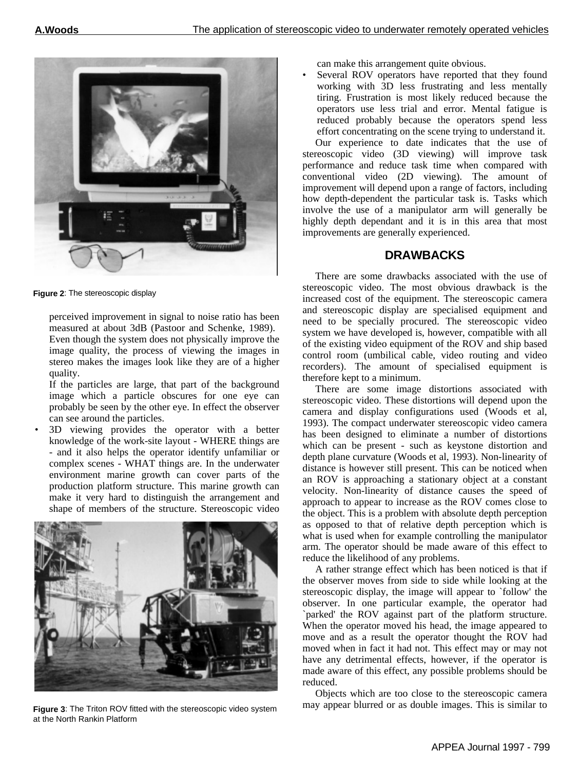Figure 2: The stereoscopic display

perceived improvement in signal to noise ratio has been measured at about 3dB (Pastoor and Schenke, 1989). Even though the system does not physically improve the image quality, the process of viewing the images in stereo makes the images look like they are of a higher quality.

If the particles are large, that part of the background image which a particle obscures for one eye can probably be seen by the other eye. In effect the observer can see around the particles.

- 3D viewing provides the operator with a better knowledge of the work-site layout - WHERE things are - and it also helps the operator identify unfamiliar or complex scenes - WHAT things are. In the underwater environment marine growth can cover parts of the production platform structure. This marine growth can make it very hard to distinguish the arrangement and shape of members of the structure. Stereoscopic video can make this arrangement quite obvious.
- Several ROV operators have reported that they found working with 3D less frustrating and less mentally tiring. Frustration is most likely reduced because the operators use less trial and error. Mental fatigue is reduced probably because the operators spend less effort concentrating on the scene trying to understand it.

Figure 3: The Triton ROV fitted with the stereoscopic video system at the North Rankin Platform

Our experience to date indicates that the use of stereoscopic video (3D viewing) will improve task performance and reduce task time when compared with conventional video (2D viewing). The amount of improvement will depend upon a range of factors, including how depth-dependent the particular task is. Tasks which involve the use of a manipulator arm will generally be highly depth dependant and it is in this area that most improvements are generally experienced.

## DRAWBACKS

There are some drawbacks associated with the use of stereoscopic video. The most obvious drawback is the increased cost of the equipment. The stereoscopic camera and stereoscopic display are specialised equipment and need to be specially procured. The stereoscopic video system we have developed is, however, compatible with all of the existing video equipment of the ROV and ship based control room (umbilical cable, video routing and video recorders). The amount of specialised equipment is therefore kept to a minimum.

There are some image distortions associated with stereoscopic video. These distortions will depend upon the camera and display configurations used (Woods et al, 1993). The compact underwater stereoscopic video camera has been designed to eliminate a number of distortions which can be present - such as keystone distortion and depth plane curvature (Woods et al, 1993). Non-linearity of distance is however still present. This can be noticed when an ROV is approaching a stationary object at a constant velocity. Non-linearity of distance causes the speed of approach to appear to increase as the ROV comes close to the object. This is a problem with absolute depth perception as opposed to that of relative depth perception which is what is used when for example controlling the manipulator arm. The operator should be made aware of this effect to reduce the likelihood of any problems.

A rather strange effect which has been noticed is that if the observer moves from side to side while looking at the stereoscopic display, the image will appear to `follow' the observer. In one particular example, the operator had `parked' the ROV against part of the platform structure. When the operator moved his head, the image appeared to move and as a result the operator thought the ROV had moved when in fact it had not. This effect may or may not have any detrimental effects, however, if the operator is made aware of this effect, any possible problems should be reduced.

Objects which are too close to the stereoscopic camera may appear blurred or as double images. This is similar to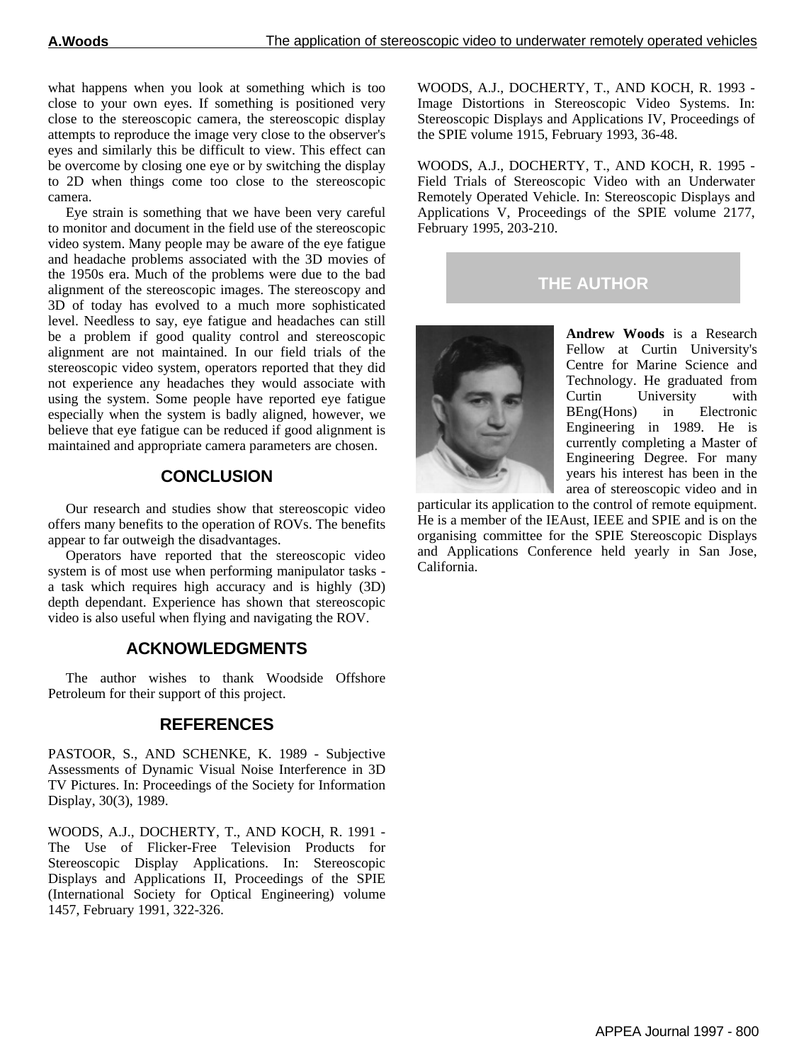what happens when you look at something which is too close to your own eyes. If something is positioned very close to the stereoscopic camera, the stereoscopic display attempts to reproduce the image very close to the observer's eyes and similarly this be difficult to view. This effect can be overcome by closing one eye or by switching the display to 2D when things come too close to the stereoscopic camera.

Eye strain is something that we have been very careful to monitor and document in the field use of the stereoscopic video system. Many people may be aware of the eye fatigue and headache problems associated with the 3D movies of the 1950s era. Much of the problems were due to the bad alignment of the stereoscopic images. The stereoscopy and 3D of today has evolved to a much more sophisticated level. Needless to say, eye fatigue and headaches can still be a problem if good quality control and stereoscopic alignment are not maintained. In our field trials of the stereoscopic video system, operators reported that they did not experience any headaches they would associate with using the system. Some people have reported eye fatigue especially when the system is badly aligned, however, we believe that eye fatigue can be reduced if good alignment is maintained and appropriate camera parameters are chosen.

## CONCLUSION

Our research and studies show that stereoscopic video offers many benefits to the operation of ROVs. The benefits appear to far outweigh the disadvantages.

Operators have reported that the stereoscopic video system is of most use when performing manipulator tasks - a task which requires high accuracy and is highly (3D) depth dependant. Experience has shown that stereoscopic video is also useful when flying and navigating the ROV.

## ACKNOWLEDGMENTS

The author wishes to thank Woodside Offshore Petroleum for their support of this project.

## REFERENCES

PASTOOR, S., AND SCHENKE, K. 1989 - Subjective Assessments of Dynamic Visual Noise Interference in 3D TV Pictures. In: Proceedings of the Society for Information Display, 30(3), 1989.

WOODS, A.J., DOCHERTY, T., AND KOCH, R. 1991 - The Use of Flicker-Free Television Products for Stereoscopic Display Applications. In: Stereoscopic Displays and Applications II, Proceedings of the SPIE (International Society for Optical Engineering) volume 1457, February 1991, 322-326.

WOODS, A.J., DOCHERTY, T., AND KOCH, R. 1993 - Image Distortions in Stereoscopic Video Systems. In: Stereoscopic Displays and Applications IV, Proceedings of the SPIE volume 1915, February 1993, 36-48.

WOODS, A.J., DOCHERTY, T., AND KOCH, R. 1995 - Field Trials of Stereoscopic Video with an Underwater Remotely Operated Vehicle. In: Stereoscopic Displays and Applications V, Proceedings of the SPIE volume 2177, February 1995, 203-210.

## THE AUTHOR

**Andrew Woods** is a Research Fellow at Curtin University's Centre for Marine Science and Technology. He graduated from Curtin University with BEng(Hons) in Electronic Engineering in 1989. He is currently completing a Master of Engineering Degree. For many years his interest has been in the area of stereoscopic video and in particular its application to the control of remote equipment. He is a member of the IEAust, IEEE and SPIE and is on the organising committee for the SPIE Stereoscopic Displays and Applications Conference held yearly in San Jose, California.